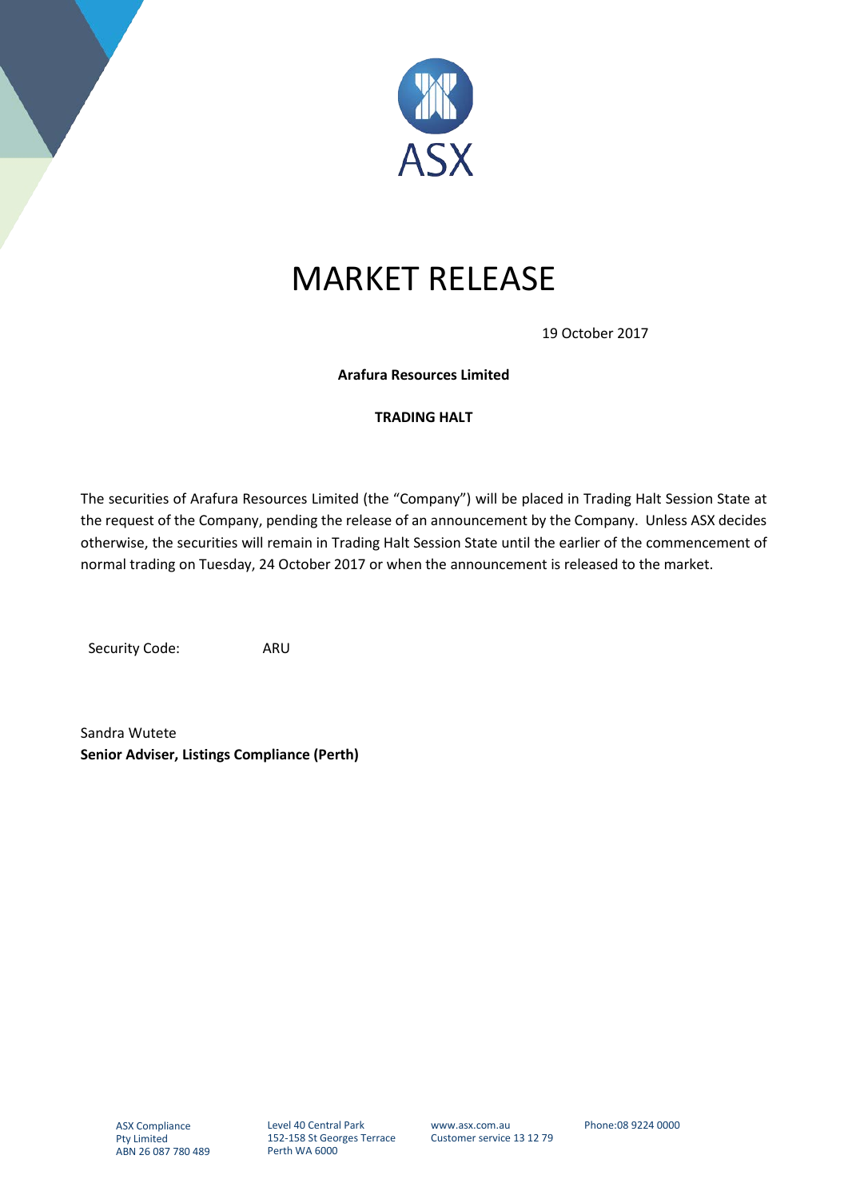ASX

# MARKET RELEASE

19 October 2017

**Arafura Resources Limited**

**TRADING HALT**

The securities of Arafura Resources Limited (the "Company") will be placed in Trading Halt Session State at the request of the Company, pending the release of an announcement by the Company. Unless ASX decides otherwise, the securities will remain in Trading Halt Session State until the earlier of the commencement of normal trading on Tuesday, 24 October 2017 or when the announcement is released to the market.

Security Code: ARU

Sandra Wutete
**Senior Adviser, Listings Compliance (Perth)**

ASX Compliance Pty Limited
ABN 26 087 780 489

Level 40 Central Park
152-158 St Georges Terrace
Perth WA 6000

www.asx.com.au
Customer service 13 12 79

Phone:08 9224 0000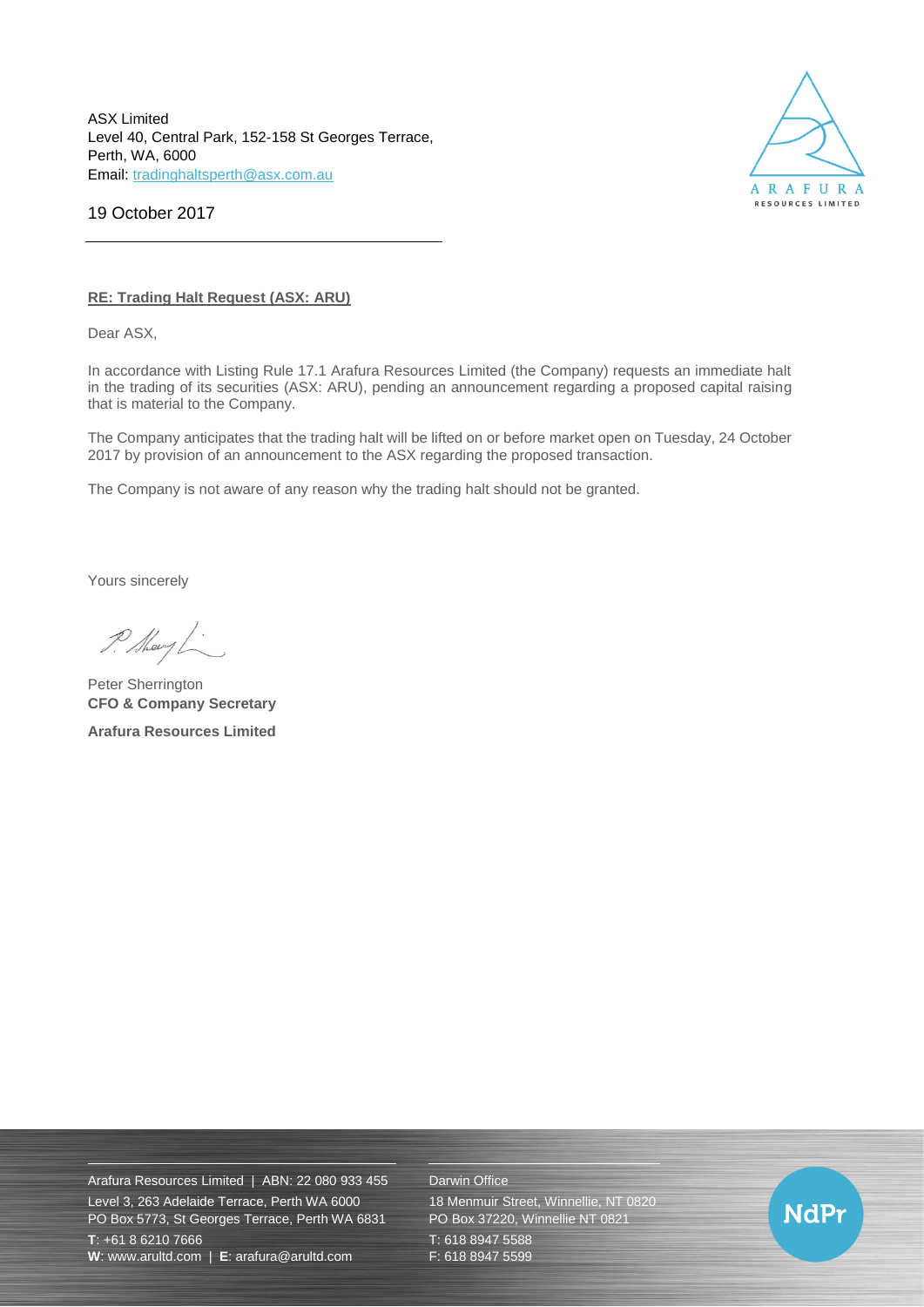ASX Limited
Level 40, Central Park, 152-158 St Georges Terrace,
Perth, WA, 6000
Email: tradinghaltsperth@asx.com.au

19 October 2017

**RE: Trading Halt Request (ASX: ARU)**

Dear ASX,

In accordance with Listing Rule 17.1 Arafura Resources Limited (the Company) requests an immediate halt in the trading of its securities (ASX: ARU), pending an announcement regarding a proposed capital raising that is material to the Company.

The Company anticipates that the trading halt will be lifted on or before market open on Tuesday, 24 October 2017 by provision of an announcement to the ASX regarding the proposed transaction.

The Company is not aware of any reason why the trading halt should not be granted.

Yours sincerely

Peter Sherrington
**CFO & Company Secretary**

**Arafura Resources Limited**

Arafura Resources Limited | ABN: 22 080 933 455
Level 3, 263 Adelaide Terrace, Perth WA 6000
PO Box 5773, St Georges Terrace, Perth WA 6831
**T**: +61 8 6210 7666
**W**: www.arultd.com | **E**: arafura@arultd.com

Darwin Office
18 Menmuir Street, Winnellie, NT 0820
PO Box 37220, Winnellie NT 0821
T: 618 8947 5588
F: 618 8947 5599